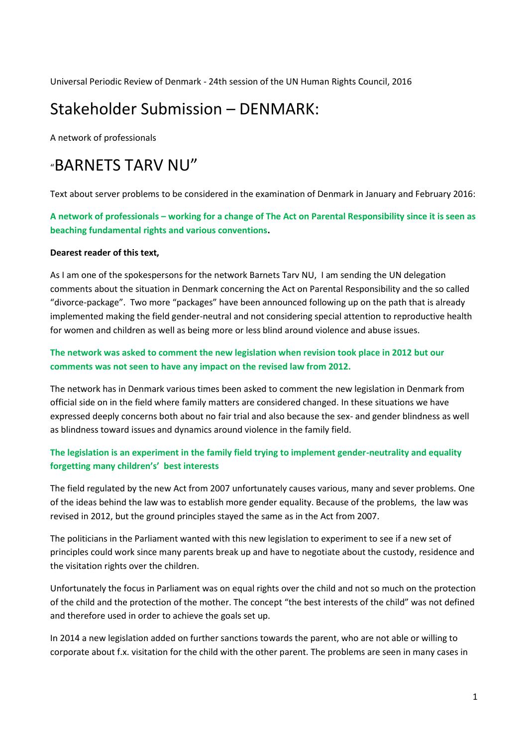Universal Periodic Review of Denmark - 24th session of the UN Human Rights Council, 2016

# Stakeholder Submission – DENMARK:

A network of professionals

# "BARNETS TARV NU"

Text about server problems to be considered in the examination of Denmark in January and February 2016:

**A network of professionals – working for a change of The Act on Parental Responsibility since it is seen as beaching fundamental rights and various conventions.**

**Dearest reader of this text,**

As I am one of the spokespersons for the network Barnets Tarv NU, I am sending the UN delegation comments about the situation in Denmark concerning the Act on Parental Responsibility and the so called "divorce-package". Two more "packages" have been announced following up on the path that is already implemented making the field gender-neutral and not considering special attention to reproductive health for women and children as well as being more or less blind around violence and abuse issues.

**The network was asked to comment the new legislation when revision took place in 2012 but our comments was not seen to have any impact on the revised law from 2012.**

The network has in Denmark various times been asked to comment the new legislation in Denmark from official side on in the field where family matters are considered changed. In these situations we have expressed deeply concerns both about no fair trial and also because the sex- and gender blindness as well as blindness toward issues and dynamics around violence in the family field.

**The legislation is an experiment in the family field trying to implement gender-neutrality and equality forgetting many children's' best interests**

The field regulated by the new Act from 2007 unfortunately causes various, many and sever problems. One of the ideas behind the law was to establish more gender equality. Because of the problems, the law was revised in 2012, but the ground principles stayed the same as in the Act from 2007.

The politicians in the Parliament wanted with this new legislation to experiment to see if a new set of principles could work since many parents break up and have to negotiate about the custody, residence and the visitation rights over the children.

Unfortunately the focus in Parliament was on equal rights over the child and not so much on the protection of the child and the protection of the mother. The concept "the best interests of the child" was not defined and therefore used in order to achieve the goals set up.

In 2014 a new legislation added on further sanctions towards the parent, who are not able or willing to corporate about f.x. visitation for the child with the other parent. The problems are seen in many cases in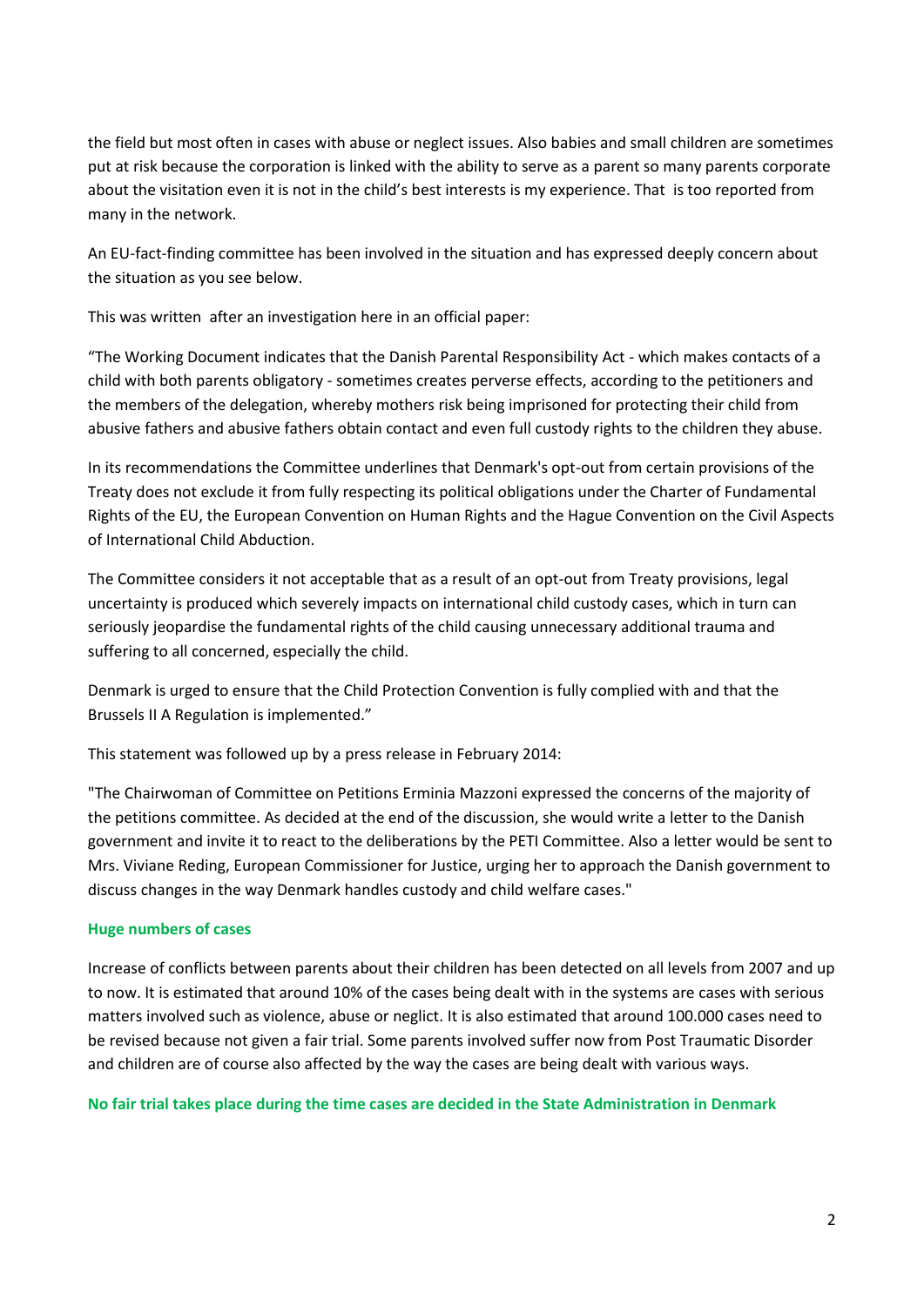the field but most often in cases with abuse or neglect issues. Also babies and small children are sometimes put at risk because the corporation is linked with the ability to serve as a parent so many parents corporate about the visitation even it is not in the child's best interests is my experience. That  is too reported from many in the network.

An EU-fact-finding committee has been involved in the situation and has expressed deeply concern about the situation as you see below.

This was written  after an investigation here in an official paper:

"The Working Document indicates that the Danish Parental Responsibility Act - which makes contacts of a child with both parents obligatory - sometimes creates perverse effects, according to the petitioners and the members of the delegation, whereby mothers risk being imprisoned for protecting their child from abusive fathers and abusive fathers obtain contact and even full custody rights to the children they abuse.

In its recommendations the Committee underlines that Denmark's opt-out from certain provisions of the Treaty does not exclude it from fully respecting its political obligations under the Charter of Fundamental Rights of the EU, the European Convention on Human Rights and the Hague Convention on the Civil Aspects of International Child Abduction.

The Committee considers it not acceptable that as a result of an opt-out from Treaty provisions, legal uncertainty is produced which severely impacts on international child custody cases, which in turn can seriously jeopardise the fundamental rights of the child causing unnecessary additional trauma and suffering to all concerned, especially the child.

Denmark is urged to ensure that the Child Protection Convention is fully complied with and that the Brussels II A Regulation is implemented."

This statement was followed up by a press release in February 2014:

"The Chairwoman of Committee on Petitions Erminia Mazzoni expressed the concerns of the majority of the petitions committee. As decided at the end of the discussion, she would write a letter to the Danish government and invite it to react to the deliberations by the PETI Committee. Also a letter would be sent to Mrs. Viviane Reding, European Commissioner for Justice, urging her to approach the Danish government to discuss changes in the way Denmark handles custody and child welfare cases."

**Huge numbers of cases**

Increase of conflicts between parents about their children has been detected on all levels from 2007 and up to now. It is estimated that around 10% of the cases being dealt with in the systems are cases with serious matters involved such as violence, abuse or neglict. It is also estimated that around 100.000 cases need to be revised because not given a fair trial. Some parents involved suffer now from Post Traumatic Disorder and children are of course also affected by the way the cases are being dealt with various ways.

**No fair trial takes place during the time cases are decided in the State Administration in Denmark**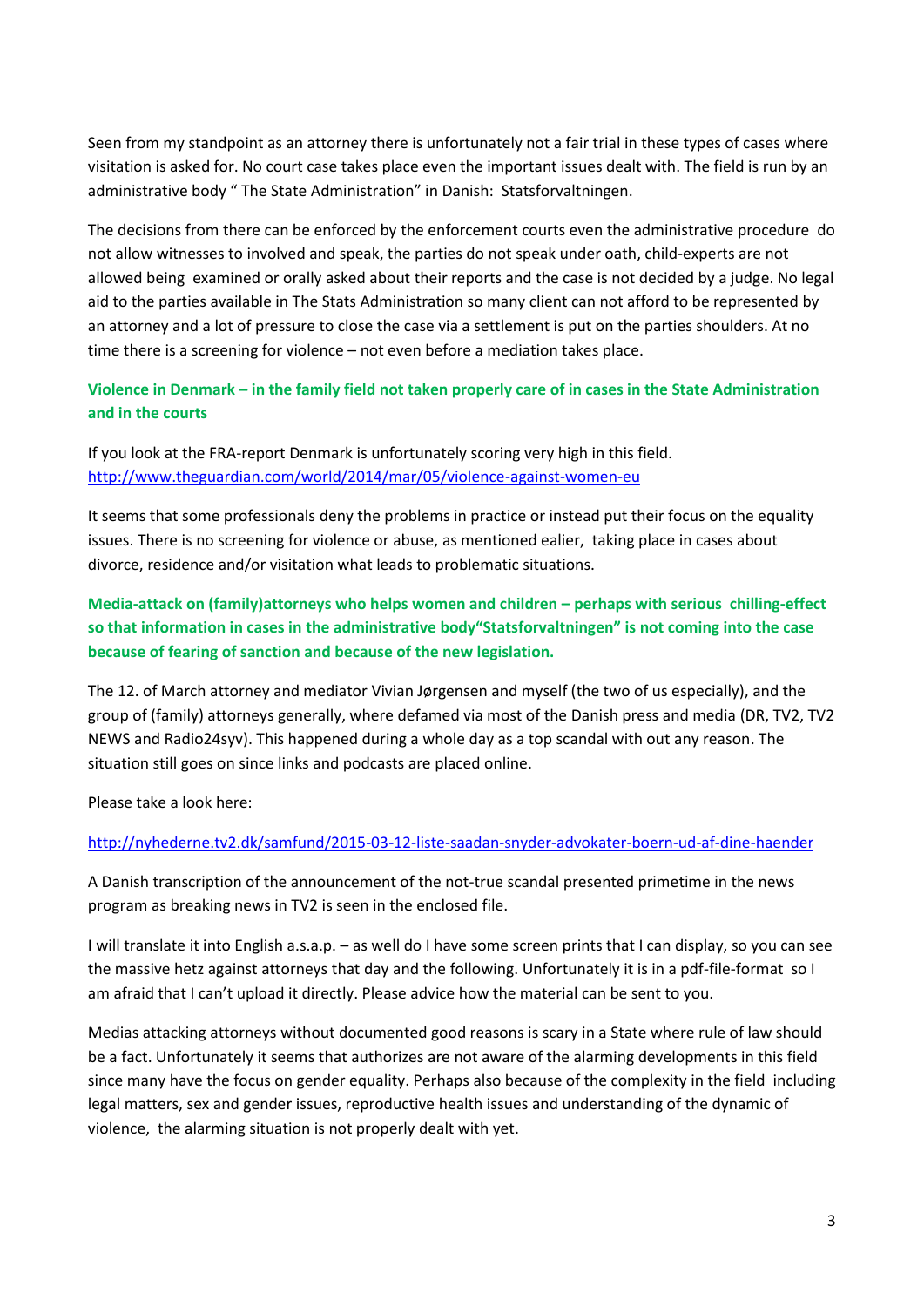Seen from my standpoint as an attorney there is unfortunately not a fair trial in these types of cases where visitation is asked for. No court case takes place even the important issues dealt with. The field is run by an administrative body " The State Administration" in Danish: Statsforvaltningen.

The decisions from there can be enforced by the enforcement courts even the administrative procedure do not allow witnesses to involved and speak, the parties do not speak under oath, child-experts are not allowed being examined or orally asked about their reports and the case is not decided by a judge. No legal aid to the parties available in The Stats Administration so many client can not afford to be represented by an attorney and a lot of pressure to close the case via a settlement is put on the parties shoulders. At no time there is a screening for violence – not even before a mediation takes place.

**Violence in Denmark – in the family field not taken properly care of in cases in the State Administration and in the courts**

If you look at the FRA-report Denmark is unfortunately scoring very high in this field. http://www.theguardian.com/world/2014/mar/05/violence-against-women-eu

It seems that some professionals deny the problems in practice or instead put their focus on the equality issues. There is no screening for violence or abuse, as mentioned eailer, taking place in cases about divorce, residence and/or visitation what leads to problematic situations.

**Media-attack on (family)attorneys who helps women and children – perhaps with serious chilling-effect so that information in cases in the administrative body"Statsforvaltningen" is not coming into the case because of fearing of sanction and because of the new legislation.**

The 12. of March attorney and mediator Vivian Jørgensen and myself (the two of us especially), and the group of (family) attorneys generally, where defamed via most of the Danish press and media (DR, TV2, TV2 NEWS and Radio24syv). This happened during a whole day as a top scandal with out any reason. The situation still goes on since links and podcasts are placed online.

Please take a look here:

http://nyhederne.tv2.dk/samfund/2015-03-12-liste-saadan-snyder-advokater-boern-ud-af-dine-haender

A Danish transcription of the announcement of the not-true scandal presented primetime in the news program as breaking news in TV2 is seen in the enclosed file.

I will translate it into English a.s.a.p. – as well do I have some screen prints that I can display, so you can see the massive hetz against attorneys that day and the following. Unfortunately it is in a pdf-file-format so I am afraid that I can't upload it directly. Please advice how the material can be sent to you.

Medias attacking attorneys without documented good reasons is scary in a State where rule of law should be a fact. Unfortunately it seems that authorizes are not aware of the alarming developments in this field since many have the focus on gender equality. Perhaps also because of the complexity in the field including legal matters, sex and gender issues, reproductive health issues and understanding of the dynamic of violence, the alarming situation is not properly dealt with yet.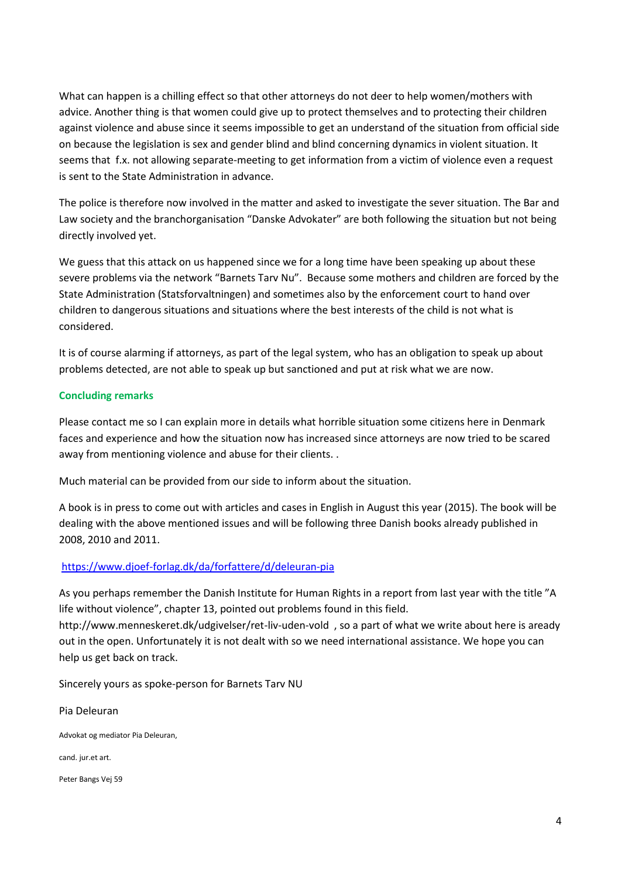What can happen is a chilling effect so that other attorneys do not deer to help women/mothers with advice. Another thing is that women could give up to protect themselves and to protecting their children against violence and abuse since it seems impossible to get an understand of the situation from official side on because the legislation is sex and gender blind and blind concerning dynamics in violent situation. It seems that f.x. not allowing separate-meeting to get information from a victim of violence even a request is sent to the State Administration in advance.

The police is therefore now involved in the matter and asked to investigate the sever situation. The Bar and Law society and the branchorganisation "Danske Advokater" are both following the situation but not being directly involved yet.

We guess that this attack on us happened since we for a long time have been speaking up about these severe problems via the network "Barnets Tarv Nu". Because some mothers and children are forced by the State Administration (Statsforvaltningen) and sometimes also by the enforcement court to hand over children to dangerous situations and situations where the best interests of the child is not what is considered.

It is of course alarming if attorneys, as part of the legal system, who has an obligation to speak up about problems detected, are not able to speak up but sanctioned and put at risk what we are now.

### Concluding remarks

Please contact me so I can explain more in details what horrible situation some citizens here in Denmark faces and experience and how the situation now has increased since attorneys are now tried to be scared away from mentioning violence and abuse for their clients. .

Much material can be provided from our side to inform about the situation.

A book is in press to come out with articles and cases in English in August this year (2015). The book will be dealing with the above mentioned issues and will be following three Danish books already published in 2008, 2010 and 2011.

https://www.djoef-forlag.dk/da/forfattere/d/deleuran-pia

As you perhaps remember the Danish Institute for Human Rights in a report from last year with the title "A life without violence", chapter 13, pointed out problems found in this field. http://www.menneskeret.dk/udgivelser/ret-liv-uden-vold , so a part of what we write about here is aready out in the open. Unfortunately it is not dealt with so we need international assistance. We hope you can help us get back on track.

Sincerely yours as spoke-person for Barnets Tarv NU

Pia Deleuran

Advokat og mediator Pia Deleuran,

cand. jur.et art.

Peter Bangs Vej 59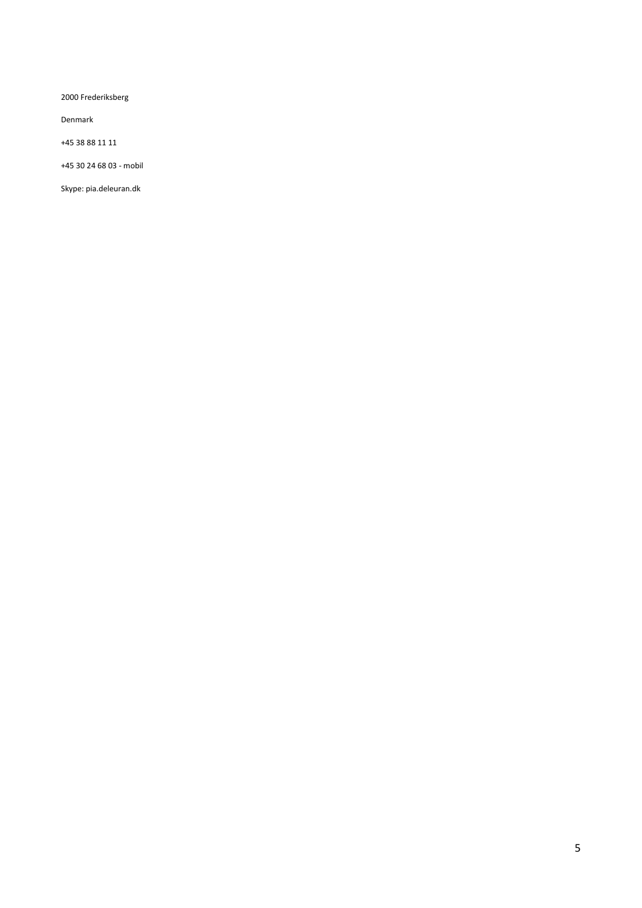2000 Frederiksberg

Denmark

+45 38 88 11 11

+45 30 24 68 03 - mobil

Skype: pia.deleuran.dk